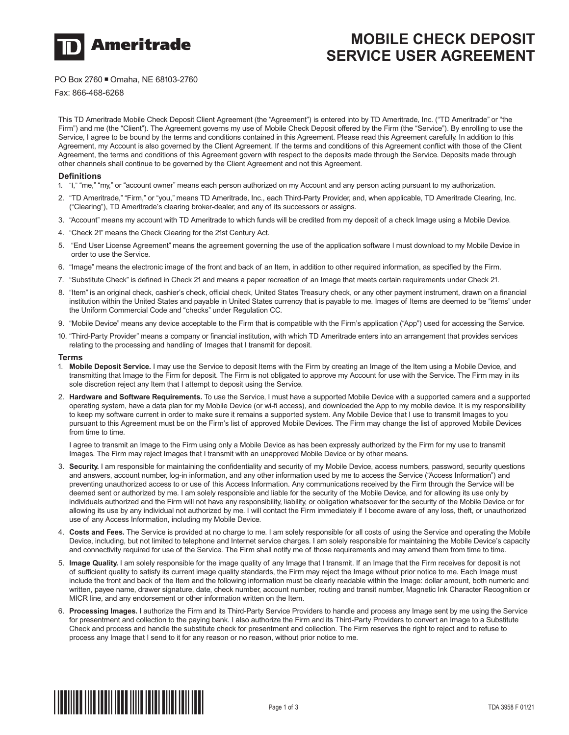**TD Ameritrade**

# MOBILE CHECK DEPOSIT SERVICE USER AGREEMENT

PO Box 2760 ▪ Omaha, NE 68103-2760

Fax: 866-468-6268

This TD Ameritrade Mobile Check Deposit Client Agreement (the "Agreement") is entered into by TD Ameritrade, Inc. ("TD Ameritrade" or "the Firm") and me (the "Client"). The Agreement governs my use of Mobile Check Deposit offered by the Firm (the "Service"). By enrolling to use the Service, I agree to be bound by the terms and conditions contained in this Agreement. Please read this Agreement carefully. In addition to this Agreement, my Account is also governed by the Client Agreement. If the terms and conditions of this Agreement conflict with those of the Client Agreement, the terms and conditions of this Agreement govern with respect to the deposits made through the Service. Deposits made through other channels shall continue to be governed by the Client Agreement and not this Agreement.

### Definitions

1. "I," "me," "my," or "account owner" means each person authorized on my Account and any person acting pursuant to my authorization.
2. "TD Ameritrade," "Firm," or "you," means TD Ameritrade, Inc., each Third-Party Provider, and, when applicable, TD Ameritrade Clearing, Inc. ("Clearing"), TD Ameritrade's clearing broker-dealer, and any of its successors or assigns.
3. "Account" means my account with TD Ameritrade to which funds will be credited from my deposit of a check Image using a Mobile Device.
4. "Check 21" means the Check Clearing for the 21st Century Act.
5. "End User License Agreement" means the agreement governing the use of the application software I must download to my Mobile Device in order to use the Service.
6. "Image" means the electronic image of the front and back of an Item, in addition to other required information, as specified by the Firm.
7. "Substitute Check" is defined in Check 21 and means a paper recreation of an Image that meets certain requirements under Check 21.
8. "Item" is an original check, cashier's check, official check, United States Treasury check, or any other payment instrument, drawn on a financial institution within the United States and payable in United States currency that is payable to me. Images of Items are deemed to be "items" under the Uniform Commercial Code and "checks" under Regulation CC.
9. "Mobile Device" means any device acceptable to the Firm that is compatible with the Firm's application ("App") used for accessing the Service.
10. "Third-Party Provider" means a company or financial institution, with which TD Ameritrade enters into an arrangement that provides services relating to the processing and handling of Images that I transmit for deposit.

### Terms

1. **Mobile Deposit Service.** I may use the Service to deposit Items with the Firm by creating an Image of the Item using a Mobile Device, and transmitting that Image to the Firm for deposit. The Firm is not obligated to approve my Account for use with the Service. The Firm may in its sole discretion reject any Item that I attempt to deposit using the Service.
2. **Hardware and Software Requirements.** To use the Service, I must have a supported Mobile Device with a supported camera and a supported operating system, have a data plan for my Mobile Device (or wi-fi access), and downloaded the App to my mobile device. It is my responsibility to keep my software current in order to make sure it remains a supported system. Any Mobile Device that I use to transmit Images to you pursuant to this Agreement must be on the Firm's list of approved Mobile Devices. The Firm may change the list of approved Mobile Devices from time to time.

   I agree to transmit an Image to the Firm using only a Mobile Device as has been expressly authorized by the Firm for my use to transmit Images. The Firm may reject Images that I transmit with an unapproved Mobile Device or by other means.
3. **Security.** I am responsible for maintaining the confidentiality and security of my Mobile Device, access numbers, password, security questions and answers, account number, log-in information, and any other information used by me to access the Service ("Access Information") and preventing unauthorized access to or use of this Access Information. Any communications received by the Firm through the Service will be deemed sent or authorized by me. I am solely responsible and liable for the security of the Mobile Device, and for allowing its use only by individuals authorized and the Firm will not have any responsibility, liability, or obligation whatsoever for the security of the Mobile Device or for allowing its use by any individual not authorized by me. I will contact the Firm immediately if I become aware of any loss, theft, or unauthorized use of any Access Information, including my Mobile Device.
4. **Costs and Fees.** The Service is provided at no charge to me. I am solely responsible for all costs of using the Service and operating the Mobile Device, including, but not limited to telephone and Internet service charges. I am solely responsible for maintaining the Mobile Device's capacity and connectivity required for use of the Service. The Firm shall notify me of those requirements and may amend them from time to time.
5. **Image Quality.** I am solely responsible for the image quality of any Image that I transmit. If an Image that the Firm receives for deposit is not of sufficient quality to satisfy its current image quality standards, the Firm may reject the Image without prior notice to me. Each Image must include the front and back of the Item and the following information must be clearly readable within the Image: dollar amount, both numeric and written, payee name, drawer signature, date, check number, account number, routing and transit number, Magnetic Ink Character Recognition or MICR line, and any endorsement or other information written on the Item.
6. **Processing Images.** I authorize the Firm and its Third-Party Service Providers to handle and process any Image sent by me using the Service for presentment and collection to the paying bank. I also authorize the Firm and its Third-Party Providers to convert an Image to a Substitute Check and process and handle the substitute check for presentment and collection. The Firm reserves the right to reject and to refuse to process any Image that I send to it for any reason or no reason, without prior notice to me.

TDA 3958 F 01/21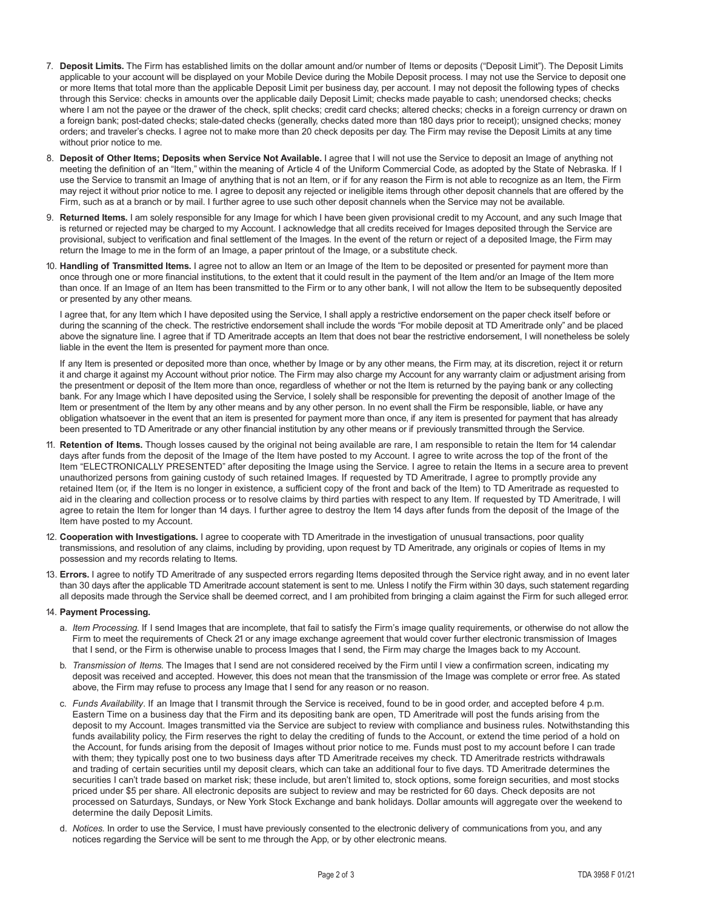7. **Deposit Limits.** The Firm has established limits on the dollar amount and/or number of Items or deposits ("Deposit Limit"). The Deposit Limits applicable to your account will be displayed on your Mobile Device during the Mobile Deposit process. I may not use the Service to deposit one or more Items that total more than the applicable Deposit Limit per business day, per account. I may not deposit the following types of checks through this Service: checks in amounts over the applicable daily Deposit Limit; checks made payable to cash; unendorsed checks; checks where I am not the payee or the drawer of the check, split checks; credit card checks; altered checks; checks in a foreign currency or drawn on a foreign bank; post-dated checks; stale-dated checks (generally, checks dated more than 180 days prior to receipt); unsigned checks; money orders; and traveler's checks. I agree not to make more than 20 check deposits per day. The Firm may revise the Deposit Limits at any time without prior notice to me.

8. **Deposit of Other Items; Deposits when Service Not Available.** I agree that I will not use the Service to deposit an Image of anything not meeting the definition of an "Item," within the meaning of Article 4 of the Uniform Commercial Code, as adopted by the State of Nebraska. If I use the Service to transmit an Image of anything that is not an Item, or if for any reason the Firm is not able to recognize as an Item, the Firm may reject it without prior notice to me. I agree to deposit any rejected or ineligible items through other deposit channels that are offered by the Firm, such as at a branch or by mail. I further agree to use such other deposit channels when the Service may not be available.

9. **Returned Items.** I am solely responsible for any Image for which I have been given provisional credit to my Account, and any such Image that is returned or rejected may be charged to my Account. I acknowledge that all credits received for Images deposited through the Service are provisional, subject to verification and final settlement of the Images. In the event of the return or reject of a deposited Image, the Firm may return the Image to me in the form of an Image, a paper printout of the Image, or a substitute check.

10. **Handling of Transmitted Items.** I agree not to allow an Item or an Image of the Item to be deposited or presented for payment more than once through one or more financial institutions, to the extent that it could result in the payment of the Item and/or an Image of the Item more than once. If an Image of an Item has been transmitted to the Firm or to any other bank, I will not allow the Item to be subsequently deposited or presented by any other means.

    I agree that, for any Item which I have deposited using the Service, I shall apply a restrictive endorsement on the paper check itself before or during the scanning of the check. The restrictive endorsement shall include the words "For mobile deposit at TD Ameritrade only" and be placed above the signature line. I agree that if TD Ameritrade accepts an Item that does not bear the restrictive endorsement, I will nonetheless be solely liable in the event the Item is presented for payment more than once.

    If any Item is presented or deposited more than once, whether by Image or by any other means, the Firm may, at its discretion, reject it or return it and charge it against my Account without prior notice. The Firm may also charge my Account for any warranty claim or adjustment arising from the presentment or deposit of the Item more than once, regardless of whether or not the Item is returned by the paying bank or any collecting bank. For any Image which I have deposited using the Service, I solely shall be responsible for preventing the deposit of another Image of the Item or presentment of the Item by any other means and by any other person. In no event shall the Firm be responsible, liable, or have any obligation whatsoever in the event that an item is presented for payment more than once, if any item is presented for payment that has already been presented to TD Ameritrade or any other financial institution by any other means or if previously transmitted through the Service.

11. **Retention of Items.** Though losses caused by the original not being available are rare, I am responsible to retain the Item for 14 calendar days after funds from the deposit of the Image of the Item have posted to my Account. I agree to write across the top of the front of the Item "ELECTRONICALLY PRESENTED" after depositing the Image using the Service. I agree to retain the Items in a secure area to prevent unauthorized persons from gaining custody of such retained Images. If requested by TD Ameritrade, I agree to promptly provide any retained Item (or, if the Item is no longer in existence, a sufficient copy of the front and back of the Item) to TD Ameritrade as requested to aid in the clearing and collection process or to resolve claims by third parties with respect to any Item. If requested by TD Ameritrade, I will agree to retain the Item for longer than 14 days. I further agree to destroy the Item 14 days after funds from the deposit of the Image of the Item have posted to my Account.

12. **Cooperation with Investigations.** I agree to cooperate with TD Ameritrade in the investigation of unusual transactions, poor quality transmissions, and resolution of any claims, including by providing, upon request by TD Ameritrade, any originals or copies of Items in my possession and my records relating to Items.

13. **Errors.** I agree to notify TD Ameritrade of any suspected errors regarding Items deposited through the Service right away, and in no event later than 30 days after the applicable TD Ameritrade account statement is sent to me. Unless I notify the Firm within 30 days, such statement regarding all deposits made through the Service shall be deemed correct, and I am prohibited from bringing a claim against the Firm for such alleged error.

14. **Payment Processing.**

    a. *Item Processing.* If I send Images that are incomplete, that fail to satisfy the Firm's image quality requirements, or otherwise do not allow the Firm to meet the requirements of Check 21 or any image exchange agreement that would cover further electronic transmission of Images that I send, or the Firm is otherwise unable to process Images that I send, the Firm may charge the Images back to my Account.

    b. *Transmission of Items.* The Images that I send are not considered received by the Firm until I view a confirmation screen, indicating my deposit was received and accepted. However, this does not mean that the transmission of the Image was complete or error free. As stated above, the Firm may refuse to process any Image that I send for any reason or no reason.

    c. *Funds Availability*. If an Image that I transmit through the Service is received, found to be in good order, and accepted before 4 p.m. Eastern Time on a business day that the Firm and its depositing bank are open, TD Ameritrade will post the funds arising from the deposit to my Account. Images transmitted via the Service are subject to review with compliance and business rules. Notwithstanding this funds availability policy, the Firm reserves the right to delay the crediting of funds to the Account, or extend the time period of a hold on the Account, for funds arising from the deposit of Images without prior notice to me. Funds must post to my account before I can trade with them; they typically post one to two business days after TD Ameritrade receives my check. TD Ameritrade restricts withdrawals and trading of certain securities until my deposit clears, which can take an additional four to five days. TD Ameritrade determines the securities I can't trade based on market risk; these include, but aren't limited to, stock options, some foreign securities, and most stocks priced under $5 per share. All electronic deposits are subject to review and may be restricted for 60 days. Check deposits are not processed on Saturdays, Sundays, or New York Stock Exchange and bank holidays. Dollar amounts will aggregate over the weekend to determine the daily Deposit Limits.

    d. *Notices.* In order to use the Service, I must have previously consented to the electronic delivery of communications from you, and any notices regarding the Service will be sent to me through the App, or by other electronic means.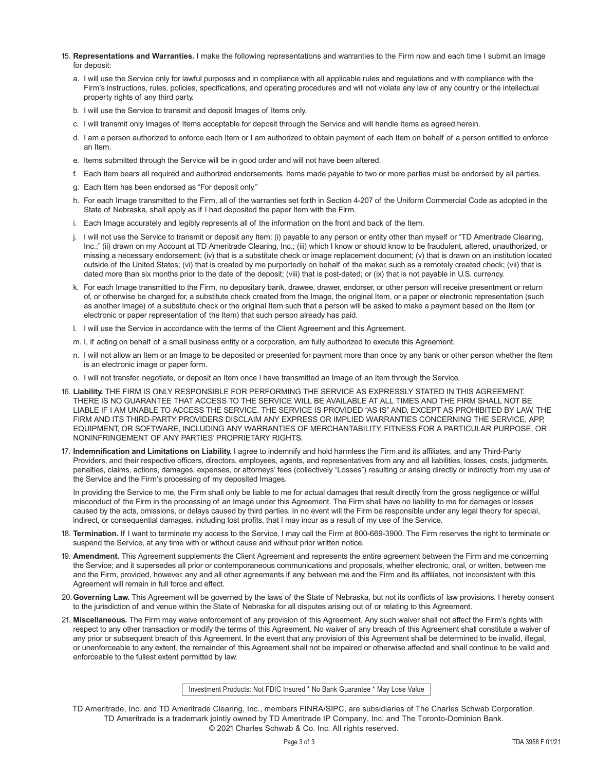15. **Representations and Warranties.** I make the following representations and warranties to the Firm now and each time I submit an Image for deposit:

    a. I will use the Service only for lawful purposes and in compliance with all applicable rules and regulations and with compliance with the Firm's instructions, rules, policies, specifications, and operating procedures and will not violate any law of any country or the intellectual property rights of any third party.

    b. I will use the Service to transmit and deposit Images of Items only.

    c. I will transmit only Images of Items acceptable for deposit through the Service and will handle Items as agreed herein.

    d. I am a person authorized to enforce each Item or I am authorized to obtain payment of each Item on behalf of a person entitled to enforce an Item.

    e. Items submitted through the Service will be in good order and will not have been altered.

    f. Each Item bears all required and authorized endorsements. Items made payable to two or more parties must be endorsed by all parties.

    g. Each Item has been endorsed as "For deposit only."

    h. For each Image transmitted to the Firm, all of the warranties set forth in Section 4-207 of the Uniform Commercial Code as adopted in the State of Nebraska, shall apply as if I had deposited the paper Item with the Firm.

    i. Each Image accurately and legibly represents all of the information on the front and back of the Item.

    j. I will not use the Service to transmit or deposit any Item: (i) payable to any person or entity other than myself or "TD Ameritrade Clearing, Inc.;" (ii) drawn on my Account at TD Ameritrade Clearing, Inc.; (iii) which I know or should know to be fraudulent, altered, unauthorized, or missing a necessary endorsement; (iv) that is a substitute check or image replacement document; (v) that is drawn on an institution located outside of the United States; (vi) that is created by me purportedly on behalf of the maker, such as a remotely created check; (vii) that is dated more than six months prior to the date of the deposit; (viii) that is post-dated; or (ix) that is not payable in U.S. currency.

    k. For each Image transmitted to the Firm, no depositary bank, drawee, drawer, endorser, or other person will receive presentment or return of, or otherwise be charged for, a substitute check created from the Image, the original Item, or a paper or electronic representation (such as another Image) of a substitute check or the original Item such that a person will be asked to make a payment based on the Item (or electronic or paper representation of the Item) that such person already has paid.

    l. I will use the Service in accordance with the terms of the Client Agreement and this Agreement.

    m. I, if acting on behalf of a small business entity or a corporation, am fully authorized to execute this Agreement.

    n. I will not allow an Item or an Image to be deposited or presented for payment more than once by any bank or other person whether the Item is an electronic image or paper form.

    o. I will not transfer, negotiate, or deposit an Item once I have transmitted an Image of an Item through the Service.

16. **Liability.** THE FIRM IS ONLY RESPONSIBLE FOR PERFORMING THE SERVICE AS EXPRESSLY STATED IN THIS AGREEMENT. THERE IS NO GUARANTEE THAT ACCESS TO THE SERVICE WILL BE AVAILABLE AT ALL TIMES AND THE FIRM SHALL NOT BE LIABLE IF I AM UNABLE TO ACCESS THE SERVICE. THE SERVICE IS PROVIDED "AS IS" AND, EXCEPT AS PROHIBITED BY LAW, THE FIRM AND ITS THIRD-PARTY PROVIDERS DISCLAIM ANY EXPRESS OR IMPLIED WARRANTIES CONCERNING THE SERVICE, APP, EQUIPMENT, OR SOFTWARE, INCLUDING ANY WARRANTIES OF MERCHANTABILITY, FITNESS FOR A PARTICULAR PURPOSE, OR NONINFRINGEMENT OF ANY PARTIES' PROPRIETARY RIGHTS.

17. **Indemnification and Limitations on Liability.** I agree to indemnify and hold harmless the Firm and its affiliates, and any Third-Party Providers, and their respective officers, directors, employees, agents, and representatives from any and all liabilities, losses, costs, judgments, penalties, claims, actions, damages, expenses, or attorneys' fees (collectively "Losses") resulting or arising directly or indirectly from my use of the Service and the Firm's processing of my deposited Images.

    In providing the Service to me, the Firm shall only be liable to me for actual damages that result directly from the gross negligence or willful misconduct of the Firm in the processing of an Image under this Agreement. The Firm shall have no liability to me for damages or losses caused by the acts, omissions, or delays caused by third parties. In no event will the Firm be responsible under any legal theory for special, indirect, or consequential damages, including lost profits, that I may incur as a result of my use of the Service.

18. **Termination.** If I want to terminate my access to the Service, I may call the Firm at 800-669-3900. The Firm reserves the right to terminate or suspend the Service, at any time with or without cause and without prior written notice.

19. **Amendment.** This Agreement supplements the Client Agreement and represents the entire agreement between the Firm and me concerning the Service; and it supersedes all prior or contemporaneous communications and proposals, whether electronic, oral, or written, between me and the Firm, provided, however, any and all other agreements if any, between me and the Firm and its affiliates, not inconsistent with this Agreement will remain in full force and effect.

20. **Governing Law.** This Agreement will be governed by the laws of the State of Nebraska, but not its conflicts of law provisions. I hereby consent to the jurisdiction of and venue within the State of Nebraska for all disputes arising out of or relating to this Agreement.

21. **Miscellaneous.** The Firm may waive enforcement of any provision of this Agreement. Any such waiver shall not affect the Firm's rights with respect to any other transaction or modify the terms of this Agreement. No waiver of any breach of this Agreement shall constitute a waiver of any prior or subsequent breach of this Agreement. In the event that any provision of this Agreement shall be determined to be invalid, illegal, or unenforceable to any extent, the remainder of this Agreement shall not be impaired or otherwise affected and shall continue to be valid and enforceable to the fullest extent permitted by law.

Investment Products: Not FDIC Insured * No Bank Guarantee * May Lose Value

TD Ameritrade, Inc. and TD Ameritrade Clearing, Inc., members FINRA/SIPC, are subsidiaries of The Charles Schwab Corporation.
TD Ameritrade is a trademark jointly owned by TD Ameritrade IP Company, Inc. and The Toronto-Dominion Bank.
© 2021 Charles Schwab & Co. Inc. All rights reserved.

TDA 3958 F 01/21